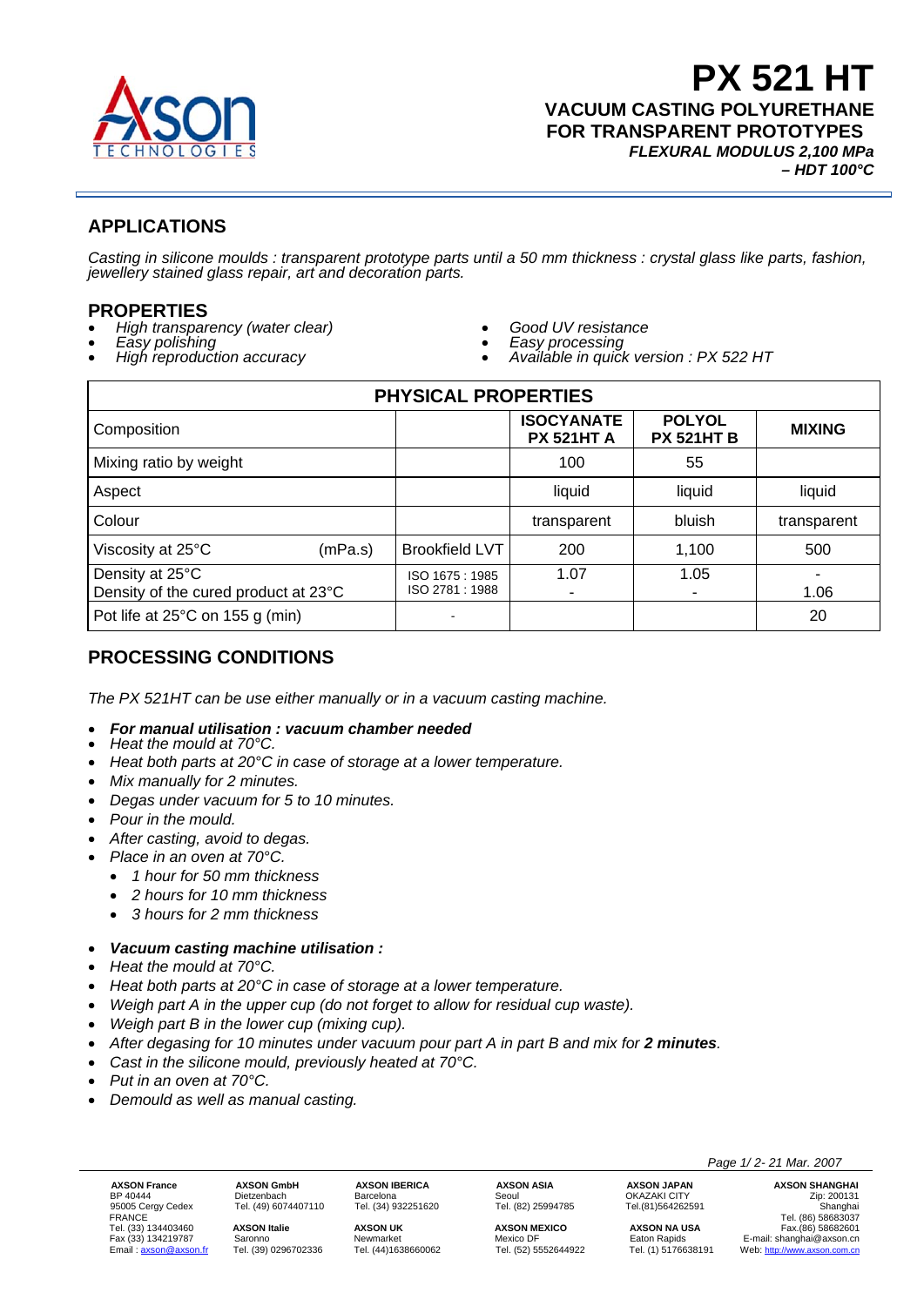# PX 521 HT

## VACUUM CASTING POLYURETHANE FOR TRANSPARENT PROTOTYPES

***FLEXURAL MODULUS 2,100 MPa – HDT 100°C***

## APPLICATIONS

*Casting in silicone moulds : transparent prototype parts until a 50 mm thickness : crystal glass like parts, fashion, jewellery stained glass repair, art and decoration parts.*

## PROPERTIES

- *High transparency (water clear)*
- *Easy polishing*
- *High reproduction accuracy*
- *Good UV resistance*
- *Easy processing*
- *Available in quick version : PX 522 HT*

| PHYSICAL PROPERTIES | | | | |
|---|---|---|---|---|
| Composition | | **ISOCYANATE PX 521HT A** | **POLYOL PX 521HT B** | **MIXING** |
| Mixing ratio by weight | | 100 | 55 | |
| Aspect | | liquid | liquid | liquid |
| Colour | | transparent | bluish | transparent |
| Viscosity at 25°C (mPa.s) | Brookfield LVT | 200 | 1,100 | 500 |
| Density at 25°C<br>Density of the cured product at 23°C | ISO 1675 : 1985<br>ISO 2781 : 1988 | 1.07<br>- | 1.05<br>- | -<br>1.06 |
| Pot life at 25°C on 155 g (min) | - | | | 20 |

## PROCESSING CONDITIONS

*The PX 521HT can be use either manually or in a vacuum casting machine.*

- ***For manual utilisation : vacuum chamber needed***
- *Heat the mould at 70°C.*
- *Heat both parts at 20°C in case of storage at a lower temperature.*
- *Mix manually for 2 minutes.*
- *Degas under vacuum for 5 to 10 minutes.*
- *Pour in the mould.*
- *After casting, avoid to degas.*
- *Place in an oven at 70°C.*
  - *1 hour for 50 mm thickness*
  - *2 hours for 10 mm thickness*
  - *3 hours for 2 mm thickness*

- ***Vacuum casting machine utilisation :***
- *Heat the mould at 70°C.*
- *Heat both parts at 20°C in case of storage at a lower temperature.*
- *Weigh part A in the upper cup (do not forget to allow for residual cup waste).*
- *Weigh part B in the lower cup (mixing cup).*
- *After degasing for 10 minutes under vacuum pour part A in part B and mix for **2 minutes**.*
- *Cast in the silicone mould, previously heated at 70°C.*
- *Put in an oven at 70°C.*
- *Demould as well as manual casting.*

*21 Mar. 2007*

**AXSON France** BP 40444, 95005 Cergy Cedex, FRANCE, Tel. (33) 134403460, Fax (33) 134219787, Email : axson@axson.fr

**AXSON GmbH** Dietzenbach, Tel. (49) 6074407110

**AXSON Italie** Saronno, Tel. (39) 0296702336

**AXSON IBERICA** Barcelona, Tel. (34) 932251620

**AXSON UK** Newmarket, Tel. (44)1638660062

**AXSON ASIA** Seoul, Tel. (82) 25994785

**AXSON MEXICO** Mexico DF, Tel. (52) 5552644922

**AXSON JAPAN** OKAZAKI CITY, Tel.(81)564262591

**AXSON NA USA** Eaton Rapids, Tel. (1) 5176638191

**AXSON SHANGHAI** Zip: 200131, Shanghai, Tel. (86) 58683037, Fax.(86) 58682601, E-mail: shanghai@axson.cn, Web: http://www.axson.com.cn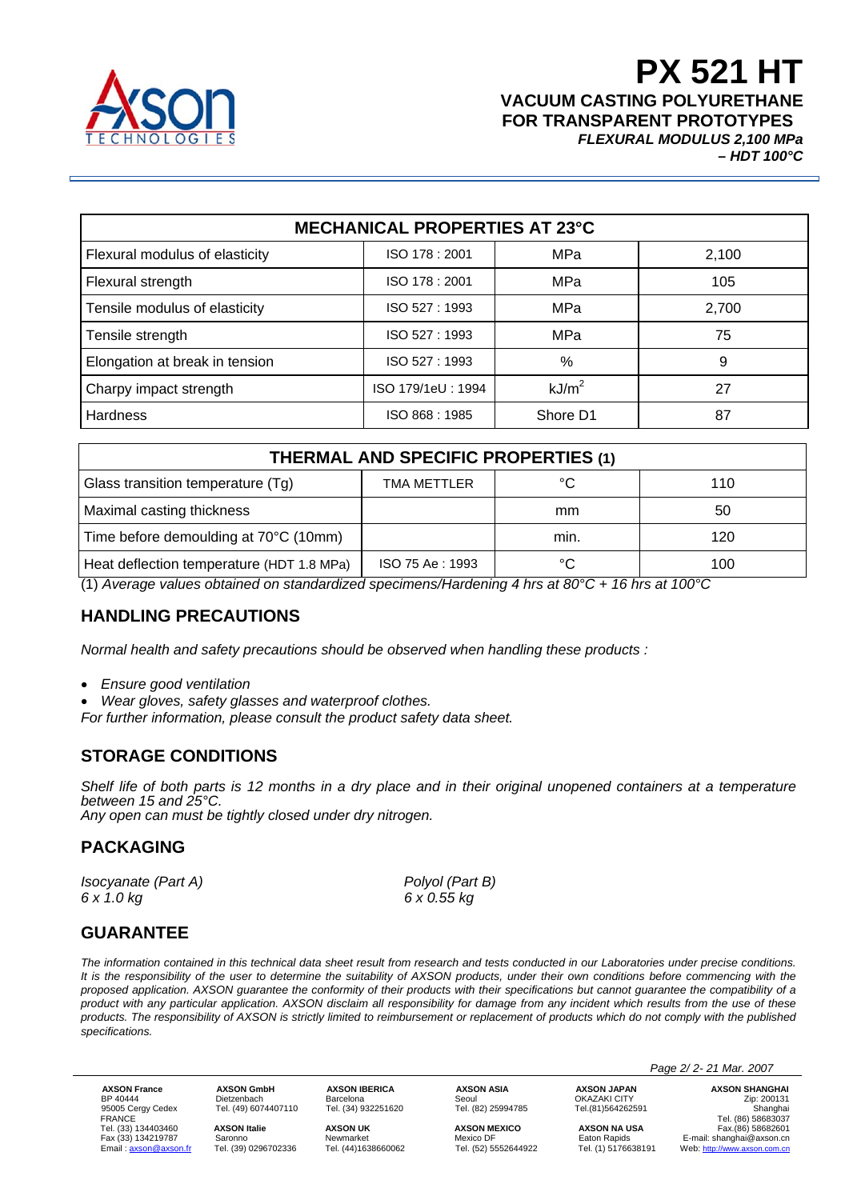# PX 521 HT

**VACUUM CASTING POLYURETHANE FOR TRANSPARENT PROTOTYPES**

***FLEXURAL MODULUS 2,100 MPa – HDT 100°C***

| MECHANICAL PROPERTIES AT 23°C | | | |
|---|---|---|---|
| Flexural modulus of elasticity | ISO 178 : 2001 | MPa | 2,100 |
| Flexural strength | ISO 178 : 2001 | MPa | 105 |
| Tensile modulus of elasticity | ISO 527 : 1993 | MPa | 2,700 |
| Tensile strength | ISO 527 : 1993 | MPa | 75 |
| Elongation at break in tension | ISO 527 : 1993 | % | 9 |
| Charpy impact strength | ISO 179/1eU : 1994 | $kJ/m^2$ | 27 |
| Hardness | ISO 868 : 1985 | Shore D1 | 87 |

| THERMAL AND SPECIFIC PROPERTIES (1) | | | |
|---|---|---|---|
| Glass transition temperature (Tg) | TMA METTLER | °C | 110 |
| Maximal casting thickness | | mm | 50 |
| Time before demoulding at 70°C (10mm) | | min. | 120 |
| Heat deflection temperature (HDT 1.8 MPa) | ISO 75 Ae : 1993 | °C | 100 |

(1) *Average values obtained on standardized specimens/Hardening 4 hrs at 80°C + 16 hrs at 100°C*

## HANDLING PRECAUTIONS

*Normal health and safety precautions should be observed when handling these products :*

- *Ensure good ventilation*
- *Wear gloves, safety glasses and waterproof clothes.*

*For further information, please consult the product safety data sheet.*

## STORAGE CONDITIONS

*Shelf life of both parts is 12 months in a dry place and in their original unopened containers at a temperature between 15 and 25°C.*
*Any open can must be tightly closed under dry nitrogen.*

## PACKAGING

*Isocyanate (Part A)*
*6 x 1.0 kg*

*Polyol (Part B)*
*6 x 0.55 kg*

## GUARANTEE

*The information contained in this technical data sheet result from research and tests conducted in our Laboratories under precise conditions. It is the responsibility of the user to determine the suitability of AXSON products, under their own conditions before commencing with the proposed application. AXSON guarantee the conformity of their products with their specifications but cannot guarantee the compatibility of a product with any particular application. AXSON disclaim all responsibility for damage from any incident which results from the use of these products. The responsibility of AXSON is strictly limited to reimbursement or replacement of products which do not comply with the published specifications.*

*21 Mar. 2007*

**AXSON France** BP 40444, 95005 Cergy Cedex, FRANCE, Tel. (33) 134403460, Fax (33) 134219787, Email : axson@axson.fr
**AXSON GmbH** Dietzenbach, Tel. (49) 6074407110
**AXSON Italie** Saronno, Tel. (39) 0296702336
**AXSON IBERICA** Barcelona, Tel. (34) 932251620
**AXSON UK** Newmarket, Tel. (44)1638660062
**AXSON ASIA** Seoul, Tel. (82) 25994785
**AXSON MEXICO** Mexico DF, Tel. (52) 5552644922
**AXSON JAPAN** OKAZAKI CITY, Tel.(81)564262591
**AXSON NA USA** Eaton Rapids, Tel. (1) 5176638191
**AXSON SHANGHAI** Zip: 200131, Shanghai, Tel. (86) 58683037, Fax.(86) 58682601, E-mail: shanghai@axson.cn, Web: http://www.axson.com.cn